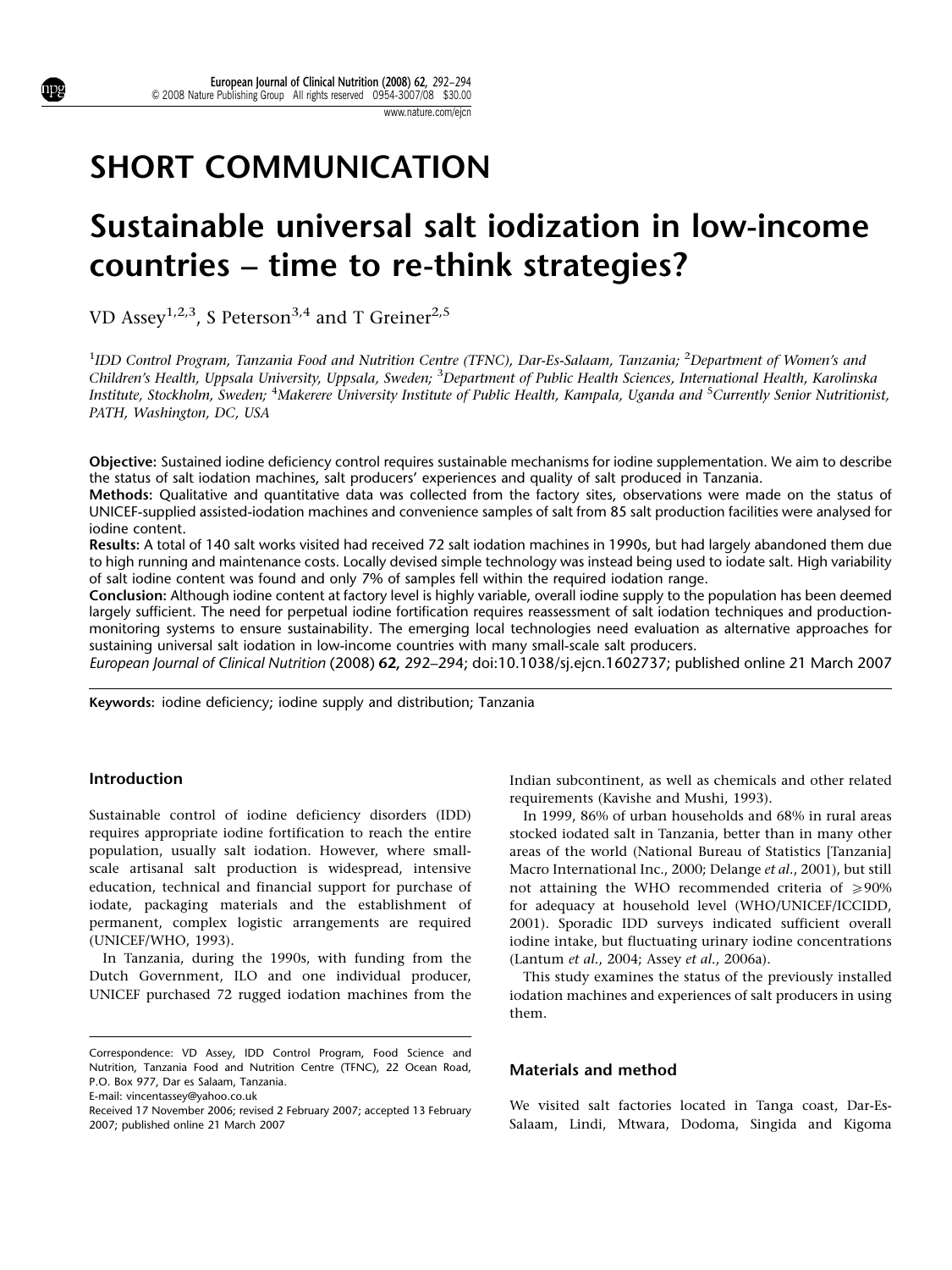# SHORT COMMUNICATION

# Sustainable universal salt iodization in low-income countries – time to re-think strategies?

VD Assey[1,2,3], S Peterson[3,4] and T Greiner[2,5]

[1]IDD Control Program, Tanzania Food and Nutrition Centre (TFNC), Dar-Es-Salaam, Tanzania; [2]Department of Women's and Children's Health, Uppsala University, Uppsala, Sweden; [3]Department of Public Health Sciences, International Health, Karolinska Institute, Stockholm, Sweden; [4]Makerere University Institute of Public Health, Kampala, Uganda and [5]Currently Senior Nutritionist, PATH, Washington, DC, USA

**Objective:** Sustained iodine deficiency control requires sustainable mechanisms for iodine supplementation. We aim to describe the status of salt iodation machines, salt producers' experiences and quality of salt produced in Tanzania.

**Methods:** Qualitative and quantitative data was collected from the factory sites, observations were made on the status of UNICEF-supplied assisted-iodation machines and convenience samples of salt from 85 salt production facilities were analysed for iodine content.

**Results:** A total of 140 salt works visited had received 72 salt iodation machines in 1990s, but had largely abandoned them due to high running and maintenance costs. Locally devised simple technology was instead being used to iodate salt. High variability of salt iodine content was found and only 7% of samples fell within the required iodation range.

**Conclusion:** Although iodine content at factory level is highly variable, overall iodine supply to the population has been deemed largely sufficient. The need for perpetual iodine fortification requires reassessment of salt iodation techniques and production-monitoring systems to ensure sustainability. The emerging local technologies need evaluation as alternative approaches for sustaining universal salt iodation in low-income countries with many small-scale salt producers.

*European Journal of Clinical Nutrition* (2008) **62,** 292–294; doi:10.1038/sj.ejcn.1602737; published online 21 March 2007

**Keywords:** iodine deficiency; iodine supply and distribution; Tanzania

## Introduction

Sustainable control of iodine deficiency disorders (IDD) requires appropriate iodine fortification to reach the entire population, usually salt iodation. However, where small-scale artisanal salt production is widespread, intensive education, technical and financial support for purchase of iodate, packaging materials and the establishment of permanent, complex logistic arrangements are required (UNICEF/WHO, 1993).

In Tanzania, during the 1990s, with funding from the Dutch Government, ILO and one individual producer, UNICEF purchased 72 rugged iodation machines from the Indian subcontinent, as well as chemicals and other related requirements (Kavishe and Mushi, 1993).

In 1999, 86% of urban households and 68% in rural areas stocked iodated salt in Tanzania, better than in many other areas of the world (National Bureau of Statistics [Tanzania] Macro International Inc., 2000; Delange *et al.*, 2001), but still not attaining the WHO recommended criteria of $\geqslant$90% for adequacy at household level (WHO/UNICEF/ICCIDD, 2001). Sporadic IDD surveys indicated sufficient overall iodine intake, but fluctuating urinary iodine concentrations (Lantum *et al.*, 2004; Assey *et al.*, 2006a).

This study examines the status of the previously installed iodation machines and experiences of salt producers in using them.

## Materials and method

We visited salt factories located in Tanga coast, Dar-Es-Salaam, Lindi, Mtwara, Dodoma, Singida and Kigoma

Correspondence: VD Assey, IDD Control Program, Food Science and Nutrition, Tanzania Food and Nutrition Centre (TFNC), 22 Ocean Road, P.O. Box 977, Dar es Salaam, Tanzania.
E-mail: vincentassey@yahoo.co.uk

Received 17 November 2006; revised 2 February 2007; accepted 13 February 2007; published online 21 March 2007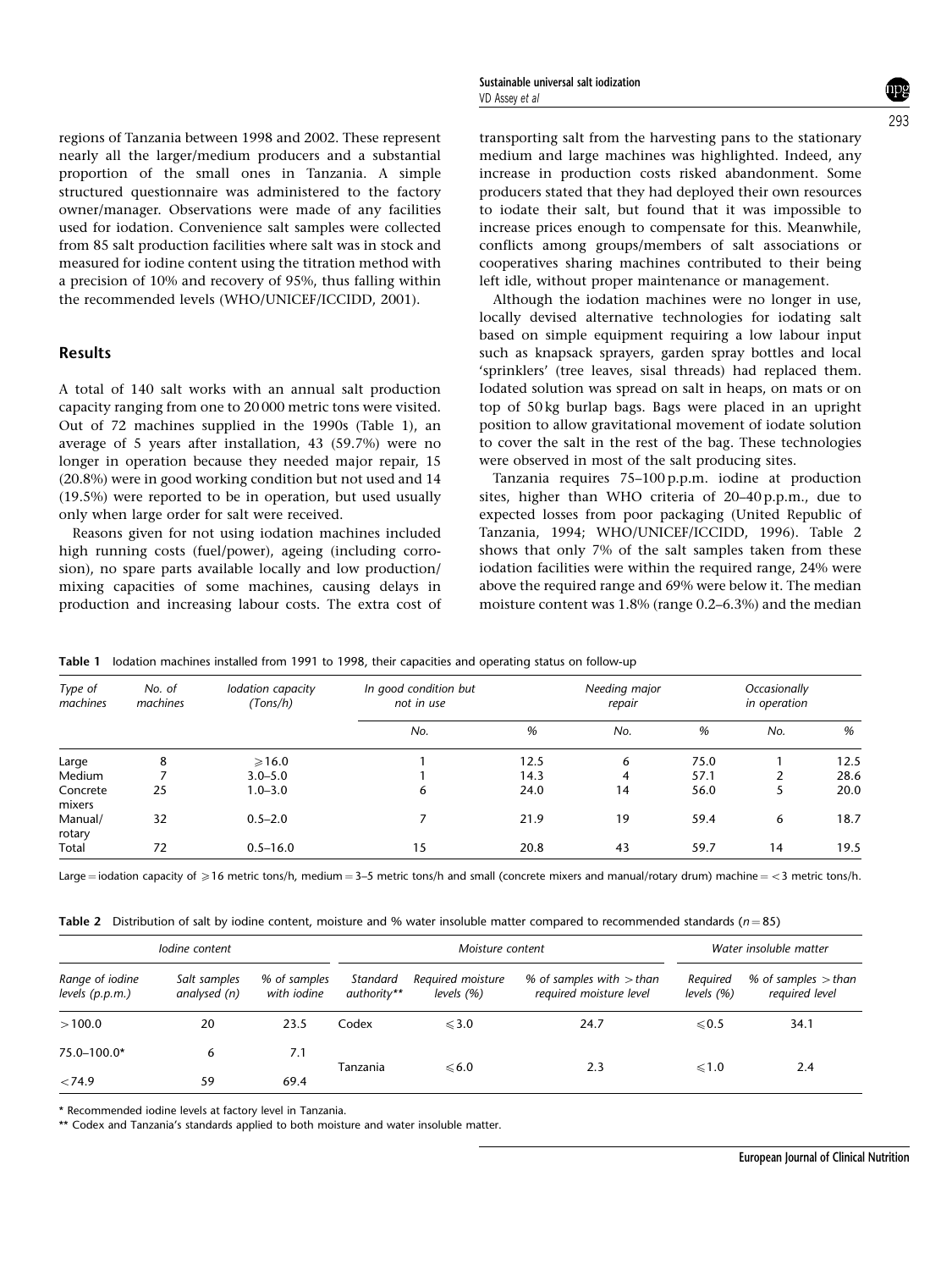regions of Tanzania between 1998 and 2002. These represent nearly all the larger/medium producers and a substantial proportion of the small ones in Tanzania. A simple structured questionnaire was administered to the factory owner/manager. Observations were made of any facilities used for iodation. Convenience salt samples were collected from 85 salt production facilities where salt was in stock and measured for iodine content using the titration method with a precision of 10% and recovery of 95%, thus falling within the recommended levels (WHO/UNICEF/ICCIDD, 2001).

## Results

A total of 140 salt works with an annual salt production capacity ranging from one to 20 000 metric tons were visited. Out of 72 machines supplied in the 1990s (Table 1), an average of 5 years after installation, 43 (59.7%) were no longer in operation because they needed major repair, 15 (20.8%) were in good working condition but not used and 14 (19.5%) were reported to be in operation, but used usually only when large order for salt were received.

Reasons given for not using iodation machines included high running costs (fuel/power), ageing (including corrosion), no spare parts available locally and low production/mixing capacities of some machines, causing delays in production and increasing labour costs. The extra cost of transporting salt from the harvesting pans to the stationary medium and large machines was highlighted. Indeed, any increase in production costs risked abandonment. Some producers stated that they had deployed their own resources to iodate their salt, but found that it was impossible to increase prices enough to compensate for this. Meanwhile, conflicts among groups/members of salt associations or cooperatives sharing machines contributed to their being left idle, without proper maintenance or management.

Although the iodation machines were no longer in use, locally devised alternative technologies for iodating salt based on simple equipment requiring a low labour input such as knapsack sprayers, garden spray bottles and local 'sprinklers' (tree leaves, sisal threads) had replaced them. Iodated solution was spread on salt in heaps, on mats or on top of 50 kg burlap bags. Bags were placed in an upright position to allow gravitational movement of iodate solution to cover the salt in the rest of the bag. These technologies were observed in most of the salt producing sites.

Tanzania requires 75–100 p.p.m. iodine at production sites, higher than WHO criteria of 20–40 p.p.m., due to expected losses from poor packaging (United Republic of Tanzania, 1994; WHO/UNICEF/ICCIDD, 1996). Table 2 shows that only 7% of the salt samples taken from these iodation facilities were within the required range, 24% were above the required range and 69% were below it. The median moisture content was 1.8% (range 0.2–6.3%) and the median

**Table 1** Iodation machines installed from 1991 to 1998, their capacities and operating status on follow-up

| *Type of machines* | *No. of machines* | *Iodation capacity (Tons/h)* | *In good condition but not in use* | | *Needing major repair* | | *Occasionally in operation* | |
|---|---|---|---|---|---|---|---|---|
| | | | *No.* | *%* | *No.* | *%* | *No.* | *%* |
| Large | 8 | ⩾16.0 | 1 | 12.5 | 6 | 75.0 | 1 | 12.5 |
| Medium | 7 | 3.0–5.0 | 1 | 14.3 | 4 | 57.1 | 2 | 28.6 |
| Concrete mixers | 25 | 1.0–3.0 | 6 | 24.0 | 14 | 56.0 | 5 | 20.0 |
| Manual/ rotary | 32 | 0.5–2.0 | 7 | 21.9 | 19 | 59.4 | 6 | 18.7 |
| Total | 72 | 0.5–16.0 | 15 | 20.8 | 43 | 59.7 | 14 | 19.5 |

Large = iodation capacity of ⩾16 metric tons/h, medium = 3–5 metric tons/h and small (concrete mixers and manual/rotary drum) machine = <3 metric tons/h.

**Table 2** Distribution of salt by iodine content, moisture and % water insoluble matter compared to recommended standards ($n = 85$)

| *Iodine content* | | | *Moisture content* | | | *Water insoluble matter* | |
|---|---|---|---|---|---|---|---|
| *Range of iodine levels (p.p.m.)* | *Salt samples analysed (n)* | *% of samples with iodine* | *Standard authority\*\** | *Required moisture levels (%)* | *% of samples with > than required moisture level* | *Required levels (%)* | *% of samples > than required level* |
| >100.0 | 20 | 23.5 | Codex | ⩽3.0 | 24.7 | ⩽0.5 | 34.1 |
| 75.0–100.0* | 6 | 7.1 | Tanzania | ⩽6.0 | 2.3 | ⩽1.0 | 2.4 |
| <74.9 | 59 | 69.4 | | | | | |

\* Recommended iodine levels at factory level in Tanzania.

\*\* Codex and Tanzania's standards applied to both moisture and water insoluble matter.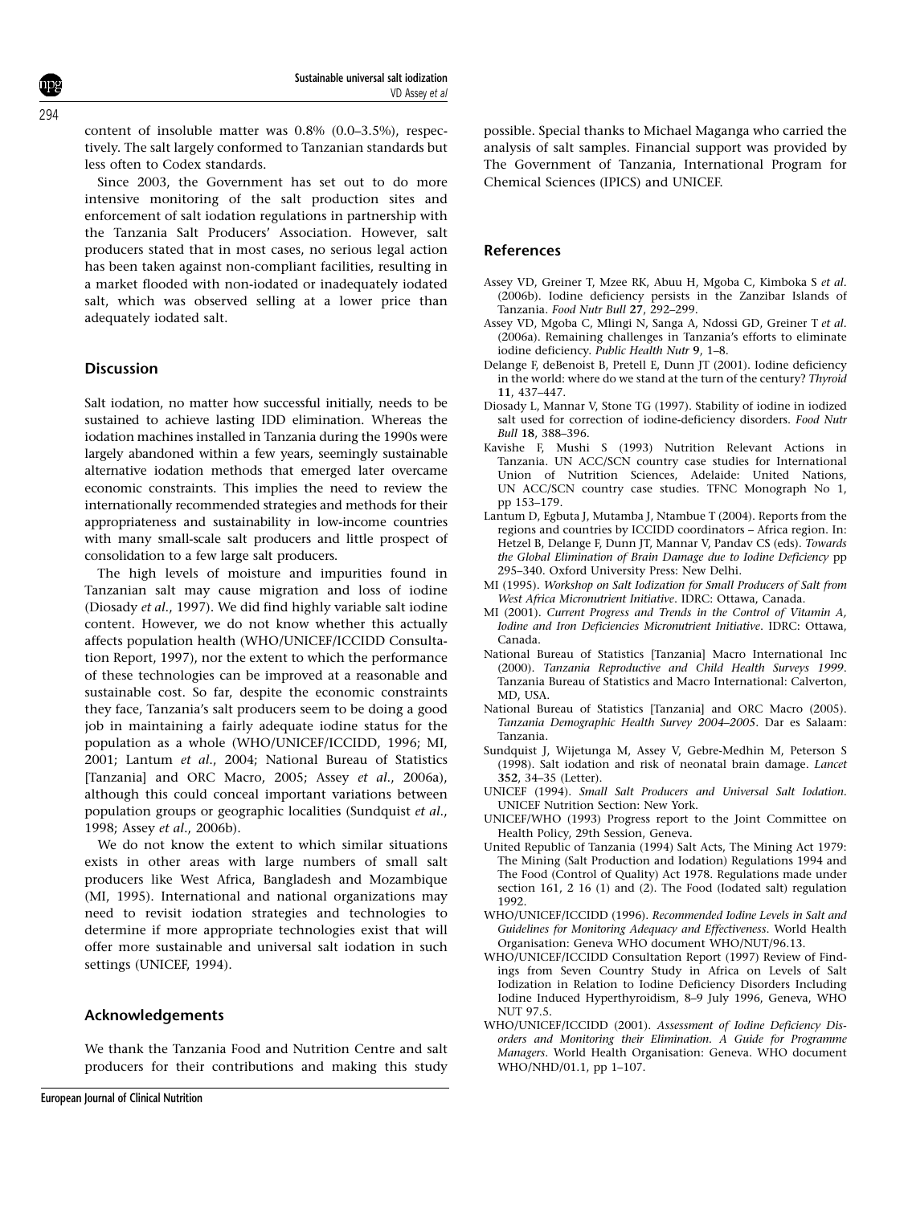content of insoluble matter was 0.8% (0.0–3.5%), respectively. The salt largely conformed to Tanzanian standards but less often to Codex standards.

Since 2003, the Government has set out to do more intensive monitoring of the salt production sites and enforcement of salt iodation regulations in partnership with the Tanzania Salt Producers' Association. However, salt producers stated that in most cases, no serious legal action has been taken against non-compliant facilities, resulting in a market flooded with non-iodated or inadequately iodated salt, which was observed selling at a lower price than adequately iodated salt.

## Discussion

Salt iodation, no matter how successful initially, needs to be sustained to achieve lasting IDD elimination. Whereas the iodation machines installed in Tanzania during the 1990s were largely abandoned within a few years, seemingly sustainable alternative iodation methods that emerged later overcame economic constraints. This implies the need to review the internationally recommended strategies and methods for their appropriateness and sustainability in low-income countries with many small-scale salt producers and little prospect of consolidation to a few large salt producers.

The high levels of moisture and impurities found in Tanzanian salt may cause migration and loss of iodine (Diosady *et al*., 1997). We did find highly variable salt iodine content. However, we do not know whether this actually affects population health (WHO/UNICEF/ICCIDD Consultation Report, 1997), nor the extent to which the performance of these technologies can be improved at a reasonable and sustainable cost. So far, despite the economic constraints they face, Tanzania's salt producers seem to be doing a good job in maintaining a fairly adequate iodine status for the population as a whole (WHO/UNICEF/ICCIDD, 1996; MI, 2001; Lantum *et al*., 2004; National Bureau of Statistics [Tanzania] and ORC Macro, 2005; Assey *et al*., 2006a), although this could conceal important variations between population groups or geographic localities (Sundquist *et al*., 1998; Assey *et al*., 2006b).

We do not know the extent to which similar situations exists in other areas with large numbers of small salt producers like West Africa, Bangladesh and Mozambique (MI, 1995). International and national organizations may need to revisit iodation strategies and technologies to determine if more appropriate technologies exist that will offer more sustainable and universal salt iodation in such settings (UNICEF, 1994).

## Acknowledgements

We thank the Tanzania Food and Nutrition Centre and salt producers for their contributions and making this study possible. Special thanks to Michael Maganga who carried the analysis of salt samples. Financial support was provided by The Government of Tanzania, International Program for Chemical Sciences (IPICS) and UNICEF.

## References

Assey VD, Greiner T, Mzee RK, Abuu H, Mgoba C, Kimboka S *et al*. (2006b). Iodine deficiency persists in the Zanzibar Islands of Tanzania. *Food Nutr Bull* **27**, 292–299.

Assey VD, Mgoba C, Mlingi N, Sanga A, Ndossi GD, Greiner T *et al*. (2006a). Remaining challenges in Tanzania's efforts to eliminate iodine deficiency. *Public Health Nutr* **9**, 1–8.

Delange F, deBenoist B, Pretell E, Dunn JT (2001). Iodine deficiency in the world: where do we stand at the turn of the century? *Thyroid* **11**, 437–447.

Diosady L, Mannar V, Stone TG (1997). Stability of iodine in iodized salt used for correction of iodine-deficiency disorders. *Food Nutr Bull* **18**, 388–396.

Kavishe F, Mushi S (1993) Nutrition Relevant Actions in Tanzania. UN ACC/SCN country case studies for International Union of Nutrition Sciences, Adelaide: United Nations, UN ACC/SCN country case studies. TFNC Monograph No 1, pp 153–179.

Lantum D, Egbuta J, Mutamba J, Ntambue T (2004). Reports from the regions and countries by ICCIDD coordinators – Africa region. In: Hetzel B, Delange F, Dunn JT, Mannar V, Pandav CS (eds). *Towards the Global Elimination of Brain Damage due to Iodine Deficiency* pp 295–340. Oxford University Press: New Delhi.

MI (1995). *Workshop on Salt Iodization for Small Producers of Salt from West Africa Micronutrient Initiative*. IDRC: Ottawa, Canada.

MI (2001). *Current Progress and Trends in the Control of Vitamin A, Iodine and Iron Deficiencies Micronutrient Initiative*. IDRC: Ottawa, Canada.

National Bureau of Statistics [Tanzania] Macro International Inc (2000). *Tanzania Reproductive and Child Health Surveys 1999*. Tanzania Bureau of Statistics and Macro International: Calverton, MD, USA.

National Bureau of Statistics [Tanzania] and ORC Macro (2005). *Tanzania Demographic Health Survey 2004–2005*. Dar es Salaam: Tanzania.

Sundquist J, Wijetunga M, Assey V, Gebre-Medhin M, Peterson S (1998). Salt iodation and risk of neonatal brain damage. *Lancet* **352**, 34–35 (Letter).

UNICEF (1994). *Small Salt Producers and Universal Salt Iodation*. UNICEF Nutrition Section: New York.

UNICEF/WHO (1993) Progress report to the Joint Committee on Health Policy, 29th Session, Geneva.

United Republic of Tanzania (1994) Salt Acts, The Mining Act 1979: The Mining (Salt Production and Iodation) Regulations 1994 and The Food (Control of Quality) Act 1978. Regulations made under section 161, 2 16 (1) and (2). The Food (Iodated salt) regulation 1992.

WHO/UNICEF/ICCIDD (1996). *Recommended Iodine Levels in Salt and Guidelines for Monitoring Adequacy and Effectiveness*. World Health Organisation: Geneva WHO document WHO/NUT/96.13.

WHO/UNICEF/ICCIDD Consultation Report (1997) Review of Findings from Seven Country Study in Africa on Levels of Salt Iodization in Relation to Iodine Deficiency Disorders Including Iodine Induced Hyperthyroidism, 8–9 July 1996, Geneva, WHO NUT 97.5.

WHO/UNICEF/ICCIDD (2001). *Assessment of Iodine Deficiency Disorders and Monitoring their Elimination. A Guide for Programme Managers*. World Health Organisation: Geneva. WHO document WHO/NHD/01.1, pp 1–107.